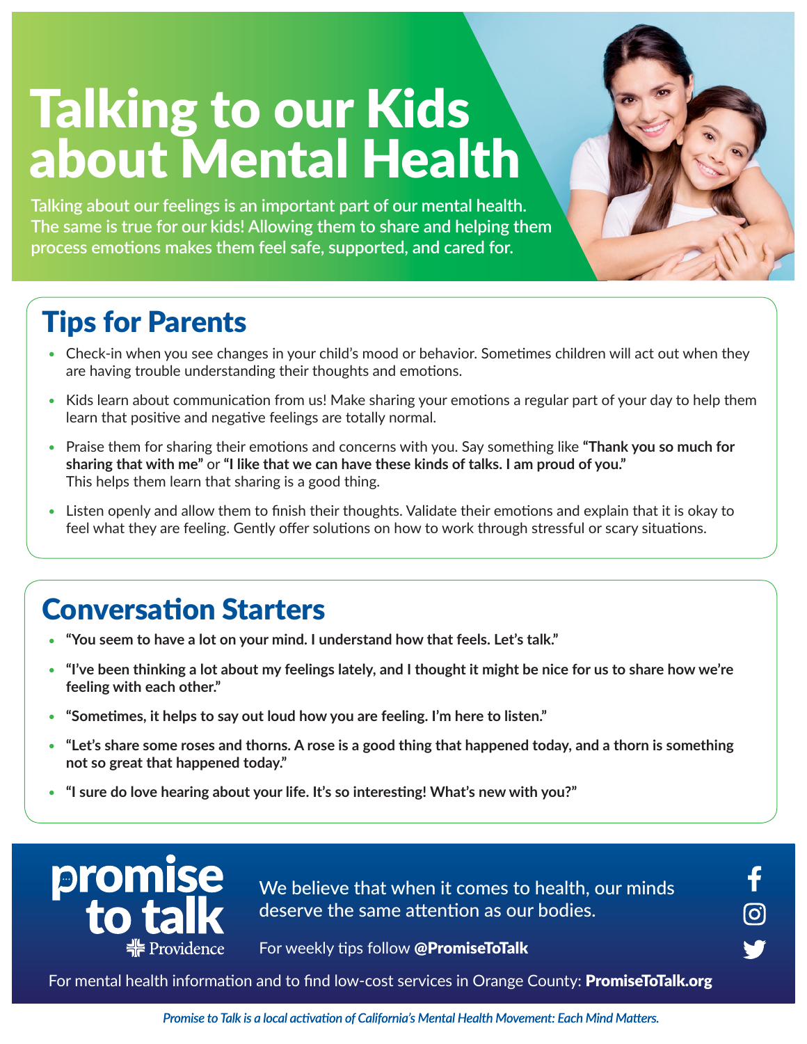# Talking to our Kids about Mental Health

Talking about our feelings is an important part of our mental health. The same is true for our kids! Allowing them to share and helping them process emotions makes them feel safe, supported, and cared for.

## Tips for Parents

- Check-in when you see changes in your child's mood or behavior. Sometimes children will act out when they are having trouble understanding their thoughts and emotions.
- Kids learn about communication from us! Make sharing your emotions a regular part of your day to help them learn that positive and negative feelings are totally normal.
- Praise them for sharing their emotions and concerns with you. Say something like **"Thank you so much for sharing that with me"** or **"I like that we can have these kinds of talks. I am proud of you."** This helps them learn that sharing is a good thing.
- Listen openly and allow them to finish their thoughts. Validate their emotions and explain that it is okay to feel what they are feeling. Gently offer solutions on how to work through stressful or scary situations.

## Conversation Starters

- **"You seem to have a lot on your mind. I understand how that feels. Let's talk."**
- **"I've been thinking a lot about my feelings lately, and I thought it might be nice for us to share how we're feeling with each other."**
- **"Sometimes, it helps to say out loud how you are feeling. I'm here to listen."**
- **"Let's share some roses and thorns. A rose is a good thing that happened today, and a thorn is something not so great that happened today."**
- **"I sure do love hearing about your life. It's so interesting! What's new with you?"**

promise to talk
Providence

We believe that when it comes to health, our minds deserve the same attention as our bodies.

For weekly tips follow **@PromiseToTalk**

For mental health information and to find low-cost services in Orange County: **PromiseToTalk.org**

***Promise to Talk is a local activation of California's Mental Health Movement: Each Mind Matters.***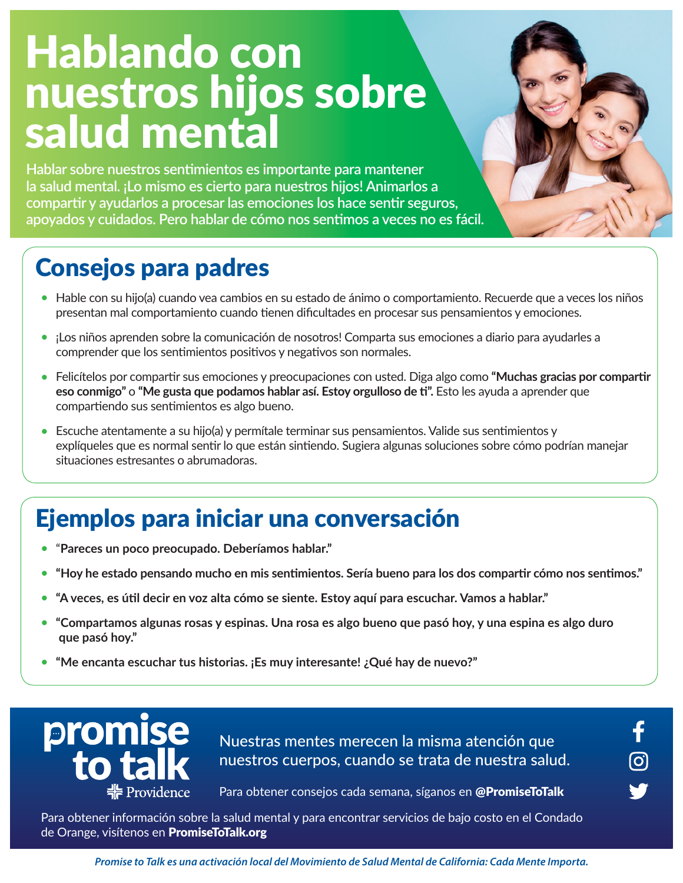# Hablando con nuestros hijos sobre salud mental

Hablar sobre nuestros sentimientos es importante para mantener la salud mental. ¡Lo mismo es cierto para nuestros hijos! Animarlos a compartir y ayudarlos a procesar las emociones los hace sentir seguros, apoyados y cuidados. Pero hablar de cómo nos sentimos a veces no es fácil.

## Consejos para padres

- Hable con su hijo(a) cuando vea cambios en su estado de ánimo o comportamiento. Recuerde que a veces los niños presentan mal comportamiento cuando tienen dificultades en procesar sus pensamientos y emociones.
- ¡Los niños aprenden sobre la comunicación de nosotros! Comparta sus emociones a diario para ayudarles a comprender que los sentimientos positivos y negativos son normales.
- Felicítelos por compartir sus emociones y preocupaciones con usted. Diga algo como **"Muchas gracias por compartir eso conmigo"** o **"Me gusta que podamos hablar así. Estoy orgulloso de ti".** Esto les ayuda a aprender que compartiendo sus sentimientos es algo bueno.
- Escuche atentamente a su hijo(a) y permítale terminar sus pensamientos. Valide sus sentimientos y explíqueles que es normal sentir lo que están sintiendo. Sugiera algunas soluciones sobre cómo podrían manejar situaciones estresantes o abrumadoras.

## Ejemplos para iniciar una conversación

- **"Pareces un poco preocupado. Deberíamos hablar."**
- **"Hoy he estado pensando mucho en mis sentimientos. Sería bueno para los dos compartir cómo nos sentimos."**
- **"A veces, es útil decir en voz alta cómo se siente. Estoy aquí para escuchar. Vamos a hablar."**
- **"Compartamos algunas rosas y espinas. Una rosa es algo bueno que pasó hoy, y una espina es algo duro que pasó hoy."**
- **"Me encanta escuchar tus historias. ¡Es muy interesante! ¿Qué hay de nuevo?"**

promise to talk
Providence

Nuestras mentes merecen la misma atención que nuestros cuerpos, cuando se trata de nuestra salud.

Para obtener consejos cada semana, síganos en **@PromiseToTalk**

Para obtener información sobre la salud mental y para encontrar servicios de bajo costo en el Condado de Orange, visítenos en **PromiseToTalk.org**

*Promise to Talk es una activación local del Movimiento de Salud Mental de California: Cada Mente Importa.*